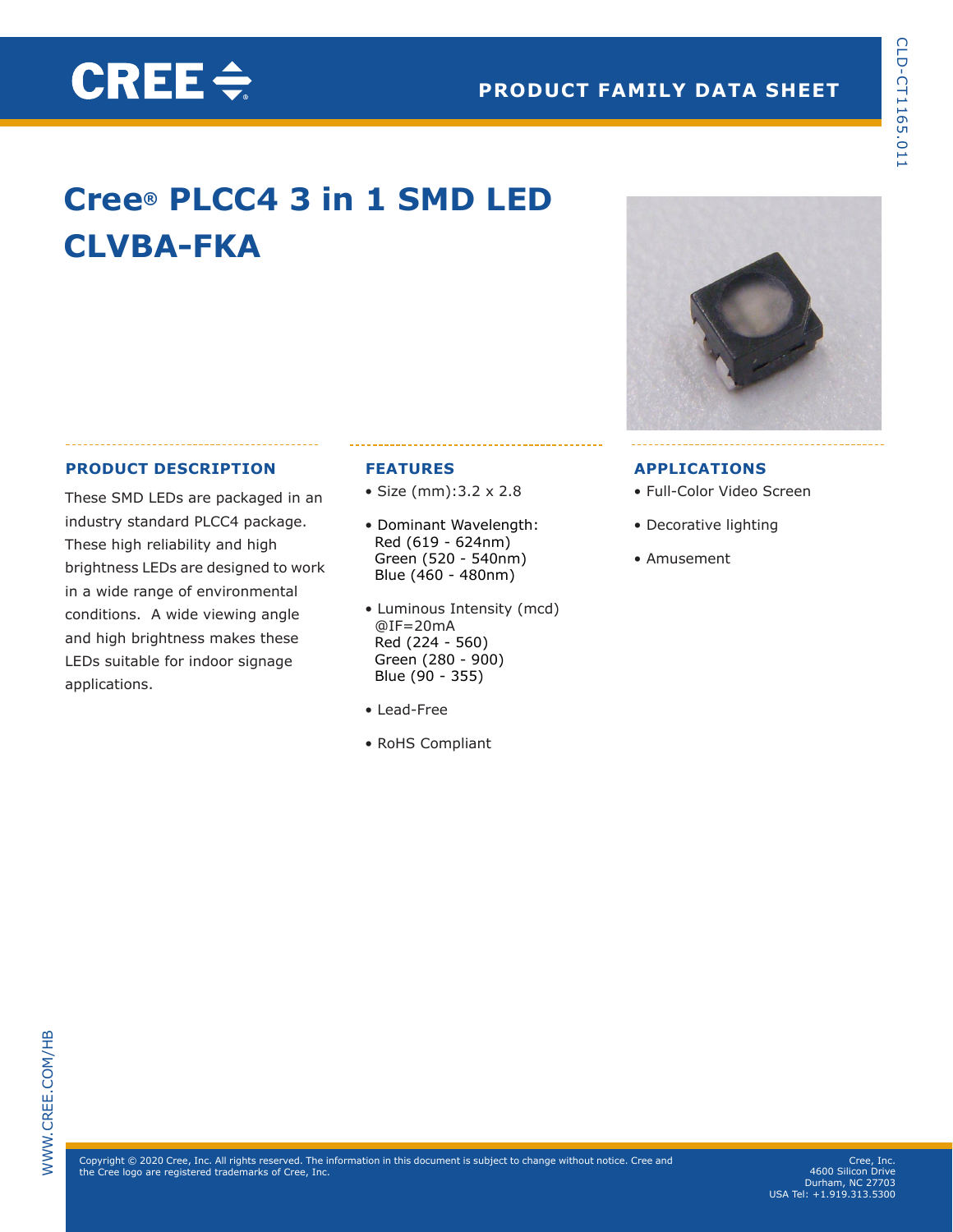# Cree® PLCC4 3 in 1 SMD LED CLVBA-FKA

## PRODUCT DESCRIPTION

These SMD LEDs are packaged in an industry standard PLCC4 package. These high reliability and high brightness LEDs are designed to work in a wide range of environmental conditions. A wide viewing angle and high brightness makes these LEDs suitable for indoor signage applications.

## FEATURES

- Size (mm):3.2 x 2.8
- Dominant Wavelength:  
  Red (619 - 624nm)  
  Green (520 - 540nm)  
  Blue (460 - 480nm)
- Luminous Intensity (mcd) @IF=20mA  
  Red (224 - 560)  
  Green (280 - 900)  
  Blue (90 - 355)
- Lead-Free
- RoHS Compliant

## APPLICATIONS

- Full-Color Video Screen
- Decorative lighting
- Amusement

Copyright © 2020 Cree, Inc. All rights reserved. The information in this document is subject to change without notice. Cree and the Cree logo are registered trademarks of Cree, Inc.

Cree, Inc.  
4600 Silicon Drive  
Durham, NC 27703  
USA Tel: +1.919.313.5300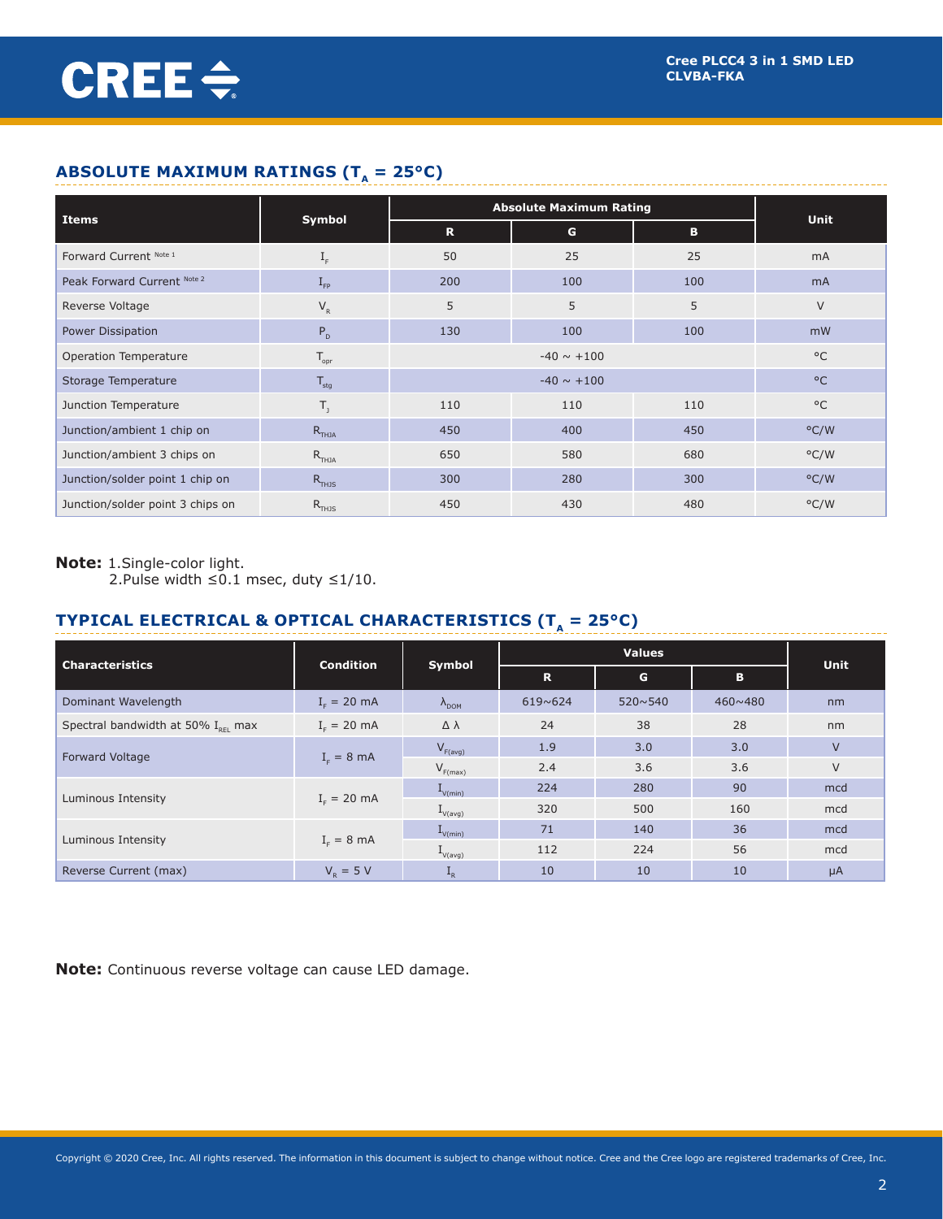## ABSOLUTE MAXIMUM RATINGS ($T_A$ = 25°C)

| Items | Symbol | Absolute Maximum Rating | | | Unit |
|---|---|---|---|---|---|
| | | R | G | B | |
| Forward Current [Note 1] | $I_F$ | 50 | 25 | 25 | mA |
| Peak Forward Current [Note 2] | $I_{FP}$ | 200 | 100 | 100 | mA |
| Reverse Voltage | $V_R$ | 5 | 5 | 5 | V |
| Power Dissipation | $P_D$ | 130 | 100 | 100 | mW |
| Operation Temperature | $T_{opr}$ | -40 ~ +100 | | | °C |
| Storage Temperature | $T_{stg}$ | -40 ~ +100 | | | °C |
| Junction Temperature | $T_J$ | 110 | 110 | 110 | °C |
| Junction/ambient 1 chip on | $R_{THJA}$ | 450 | 400 | 450 | °C/W |
| Junction/ambient 3 chips on | $R_{THJA}$ | 650 | 580 | 680 | °C/W |
| Junction/solder point 1 chip on | $R_{THJS}$ | 300 | 280 | 300 | °C/W |
| Junction/solder point 3 chips on | $R_{THJS}$ | 450 | 430 | 480 | °C/W |

**Note:** 1.Single-color light.
2.Pulse width ≤0.1 msec, duty ≤1/10.

## TYPICAL ELECTRICAL & OPTICAL CHARACTERISTICS ($T_A$ = 25°C)

| Characteristics | Condition | Symbol | Values | | | Unit |
|---|---|---|---|---|---|---|
| | | | R | G | B | |
| Dominant Wavelength | $I_F$ = 20 mA | $\lambda_{DOM}$ | 619~624 | 520~540 | 460~480 | nm |
| Spectral bandwidth at 50% $I_{REL}$ max | $I_F$ = 20 mA | $\Delta\lambda$ | 24 | 38 | 28 | nm |
| Forward Voltage | $I_F$ = 8 mA | $V_{F(avg)}$ | 1.9 | 3.0 | 3.0 | V |
| | | $V_{F(max)}$ | 2.4 | 3.6 | 3.6 | V |
| Luminous Intensity | $I_F$ = 20 mA | $I_{V(min)}$ | 224 | 280 | 90 | mcd |
| | | $I_{V(avg)}$ | 320 | 500 | 160 | mcd |
| Luminous Intensity | $I_F$ = 8 mA | $I_{V(min)}$ | 71 | 140 | 36 | mcd |
| | | $I_{V(avg)}$ | 112 | 224 | 56 | mcd |
| Reverse Current (max) | $V_R$ = 5 V | $I_R$ | 10 | 10 | 10 | µA |

**Note:** Continuous reverse voltage can cause LED damage.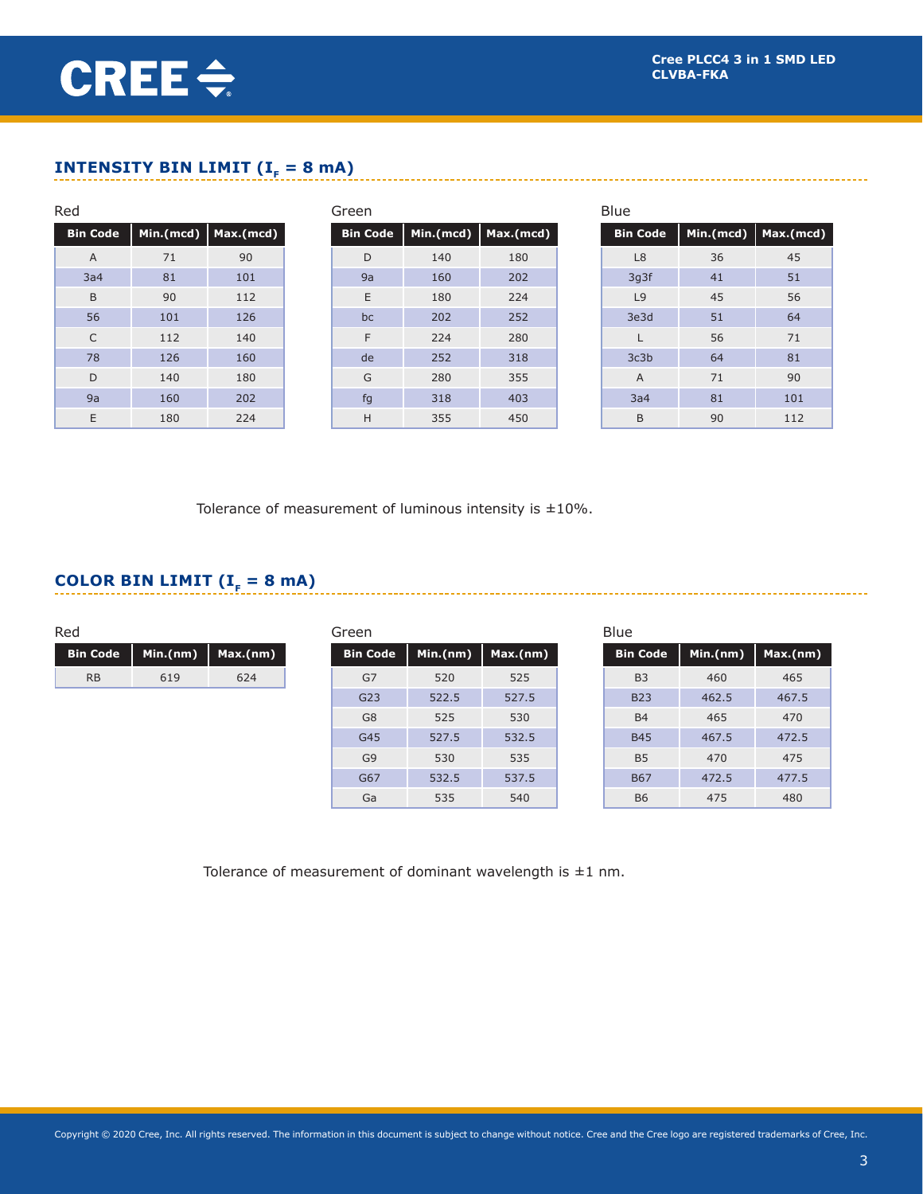## INTENSITY BIN LIMIT ($I_F$ = 8 mA)

Red

| Bin Code | Min.(mcd) | Max.(mcd) |
|---|---|---|
| A | 71 | 90 |
| 3a4 | 81 | 101 |
| B | 90 | 112 |
| 56 | 101 | 126 |
| C | 112 | 140 |
| 78 | 126 | 160 |
| D | 140 | 180 |
| 9a | 160 | 202 |
| E | 180 | 224 |

Green

| Bin Code | Min.(mcd) | Max.(mcd) |
|---|---|---|
| D | 140 | 180 |
| 9a | 160 | 202 |
| E | 180 | 224 |
| bc | 202 | 252 |
| F | 224 | 280 |
| de | 252 | 318 |
| G | 280 | 355 |
| fg | 318 | 403 |
| H | 355 | 450 |

Blue

| Bin Code | Min.(mcd) | Max.(mcd) |
|---|---|---|
| L8 | 36 | 45 |
| 3g3f | 41 | 51 |
| L9 | 45 | 56 |
| 3e3d | 51 | 64 |
| L | 56 | 71 |
| 3c3b | 64 | 81 |
| A | 71 | 90 |
| 3a4 | 81 | 101 |
| B | 90 | 112 |

Tolerance of measurement of luminous intensity is ±10%.

## COLOR BIN LIMIT ($I_F$ = 8 mA)

Red

| Bin Code | Min.(nm) | Max.(nm) |
|---|---|---|
| RB | 619 | 624 |

Green

| Bin Code | Min.(nm) | Max.(nm) |
|---|---|---|
| G7 | 520 | 525 |
| G23 | 522.5 | 527.5 |
| G8 | 525 | 530 |
| G45 | 527.5 | 532.5 |
| G9 | 530 | 535 |
| G67 | 532.5 | 537.5 |
| Ga | 535 | 540 |

Blue

| Bin Code | Min.(nm) | Max.(nm) |
|---|---|---|
| B3 | 460 | 465 |
| B23 | 462.5 | 467.5 |
| B4 | 465 | 470 |
| B45 | 467.5 | 472.5 |
| B5 | 470 | 475 |
| B67 | 472.5 | 477.5 |
| B6 | 475 | 480 |

Tolerance of measurement of dominant wavelength is ±1 nm.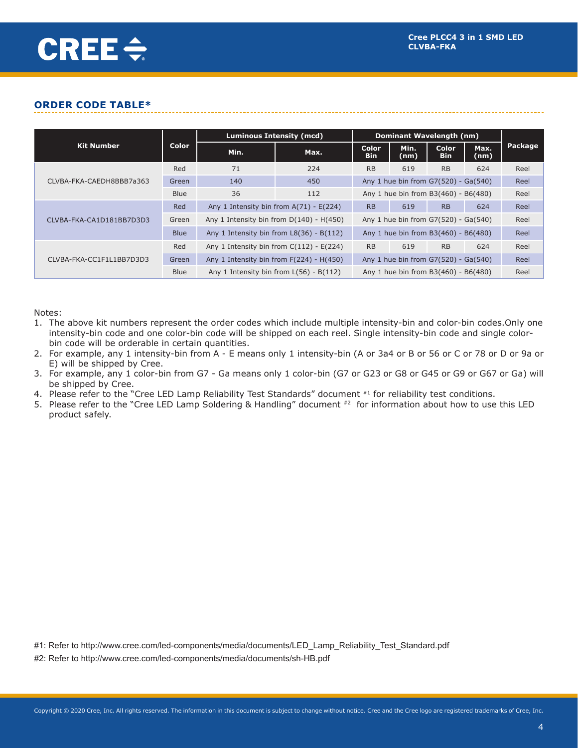## ORDER CODE TABLE*

| Kit Number | Color | Luminous Intensity (mcd) | | Dominant Wavelength (nm) | | | | Package |
|---|---|---|---|---|---|---|---|---|
| | | Min. | Max. | Color Bin | Min. (nm) | Color Bin | Max. (nm) | |
| CLVBA-FKA-CAEDH8BBB7a363 | Red | 71 | 224 | RB | 619 | RB | 624 | Reel |
| | Green | 140 | 450 | Any 1 hue bin from G7(520) - Ga(540) | | | | Reel |
| | Blue | 36 | 112 | Any 1 hue bin from B3(460) - B6(480) | | | | Reel |
| CLVBA-FKA-CA1D181BB7D3D3 | Red | Any 1 Intensity bin from A(71) - E(224) | | RB | 619 | RB | 624 | Reel |
| | Green | Any 1 Intensity bin from D(140) - H(450) | | Any 1 hue bin from G7(520) - Ga(540) | | | | Reel |
| | Blue | Any 1 Intensity bin from L8(36) - B(112) | | Any 1 hue bin from B3(460) - B6(480) | | | | Reel |
| CLVBA-FKA-CC1F1L1BB7D3D3 | Red | Any 1 Intensity bin from C(112) - E(224) | | RB | 619 | RB | 624 | Reel |
| | Green | Any 1 Intensity bin from F(224) - H(450) | | Any 1 hue bin from G7(520) - Ga(540) | | | | Reel |
| | Blue | Any 1 Intensity bin from L(56) - B(112) | | Any 1 hue bin from B3(460) - B6(480) | | | | Reel |

Notes:

1. The above kit numbers represent the order codes which include multiple intensity-bin and color-bin codes.Only one intensity-bin code and one color-bin code will be shipped on each reel. Single intensity-bin code and single color-bin code will be orderable in certain quantities.
2. For example, any 1 intensity-bin from A - E means only 1 intensity-bin (A or 3a4 or B or 56 or C or 78 or D or 9a or E) will be shipped by Cree.
3. For example, any 1 color-bin from G7 - Ga means only 1 color-bin (G7 or G23 or G8 or G45 or G9 or G67 or Ga) will be shipped by Cree.
4. Please refer to the "Cree LED Lamp Reliability Test Standards" document [#1] for reliability test conditions.
5. Please refer to the "Cree LED Lamp Soldering & Handling" document [#2] for information about how to use this LED product safely.

#1: Refer to http://www.cree.com/led-components/media/documents/LED_Lamp_Reliability_Test_Standard.pdf

#2: Refer to http://www.cree.com/led-components/media/documents/sh-HB.pdf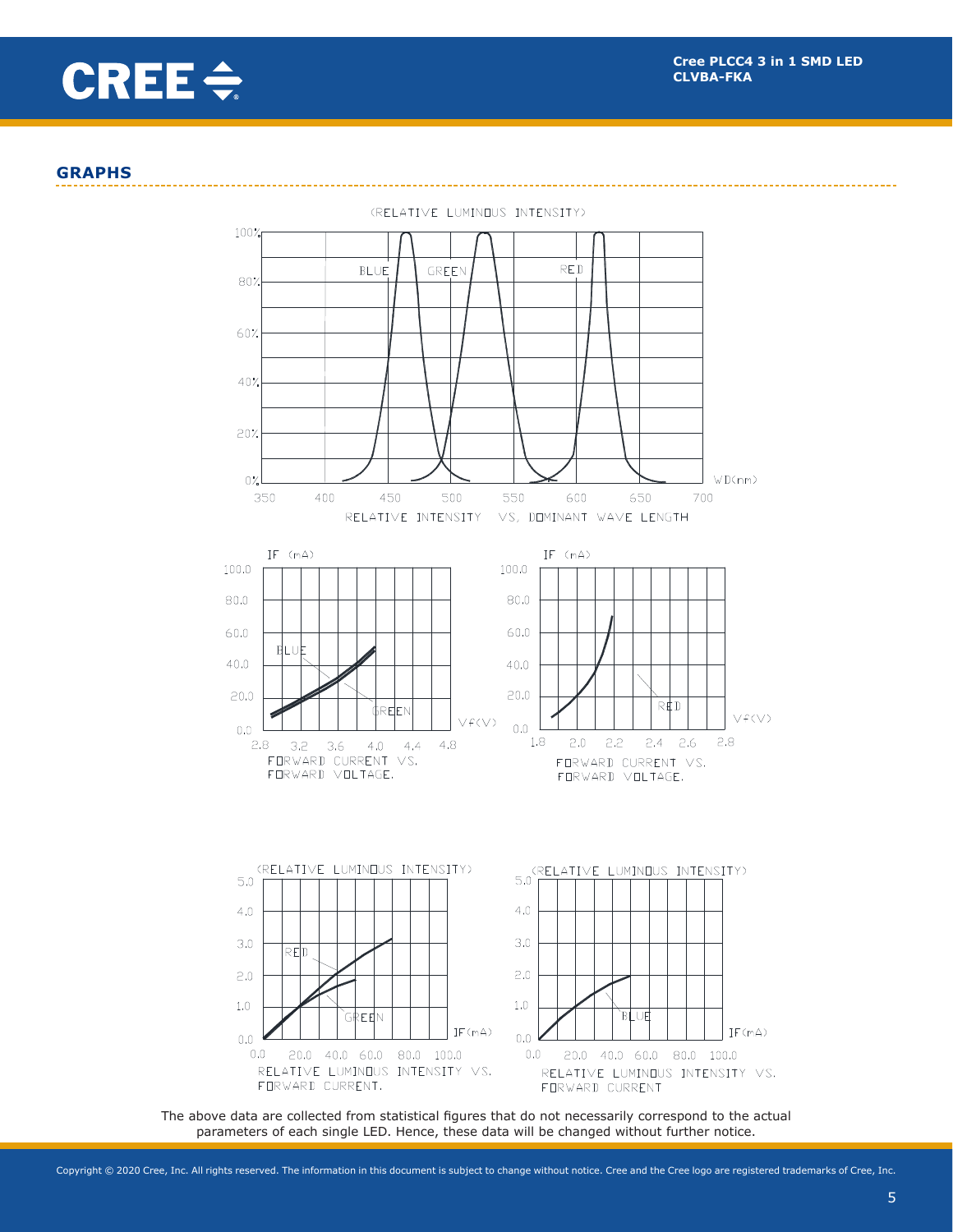## GRAPHS

(RELATIVE LUMINOUS INTENSITY)

RELATIVE INTENSITY VS. DOMINANT WAVE LENGTH

FORWARD CURRENT VS. FORWARD VOLTAGE.

FORWARD CURRENT VS. FORWARD VOLTAGE.

RELATIVE LUMINOUS INTENSITY VS. FORWARD CURRENT.

RELATIVE LUMINOUS INTENSITY VS. FORWARD CURRENT

The above data are collected from statistical figures that do not necessarily correspond to the actual parameters of each single LED. Hence, these data will be changed without further notice.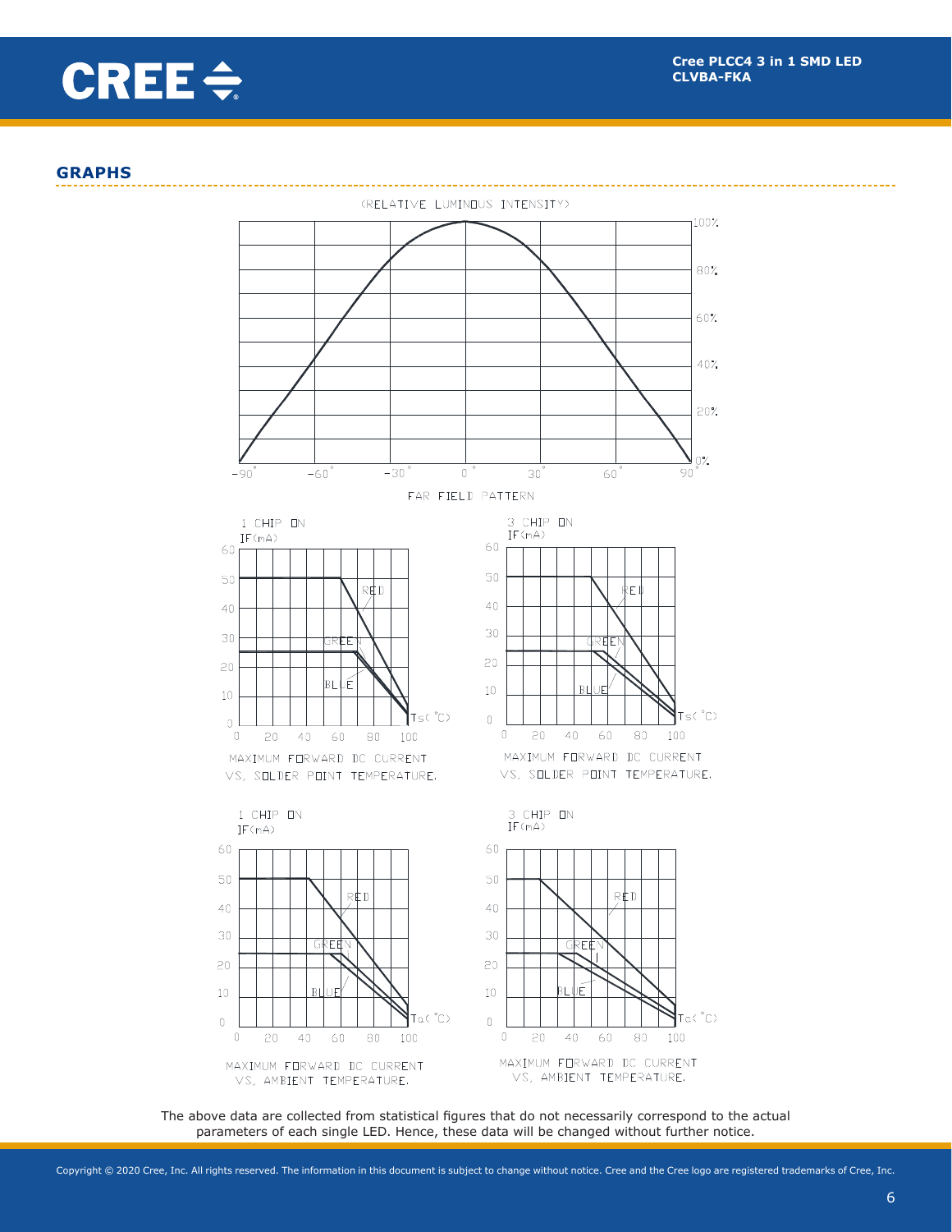## GRAPHS

(RELATIVE LUMINOUS INTENSITY)

100%
80%
60%
40%
20%
0%

-90° -60° -30° 0° 30° 60° 90°

FAR FIELD PATTERN

1 CHIP ON
IF(mA)

RED
GREEN
BLUE
Ts(°C)

MAXIMUM FORWARD DC CURRENT VS. SOLDER POINT TEMPERATURE.

3 CHIP ON
IF(mA)

RED
GREEN
BLUE
Ts(°C)

MAXIMUM FORWARD DC CURRENT VS. SOLDER POINT TEMPERATURE.

1 CHIP ON
IF(mA)

RED
GREEN
BLUE
Ta(°C)

MAXIMUM FORWARD DC CURRENT VS. AMBIENT TEMPERATURE.

3 CHIP ON
IF(mA)

RED
GREEN
BLUE
Ta(°C)

MAXIMUM FORWARD DC CURRENT VS. AMBIENT TEMPERATURE.

The above data are collected from statistical figures that do not necessarily correspond to the actual parameters of each single LED. Hence, these data will be changed without further notice.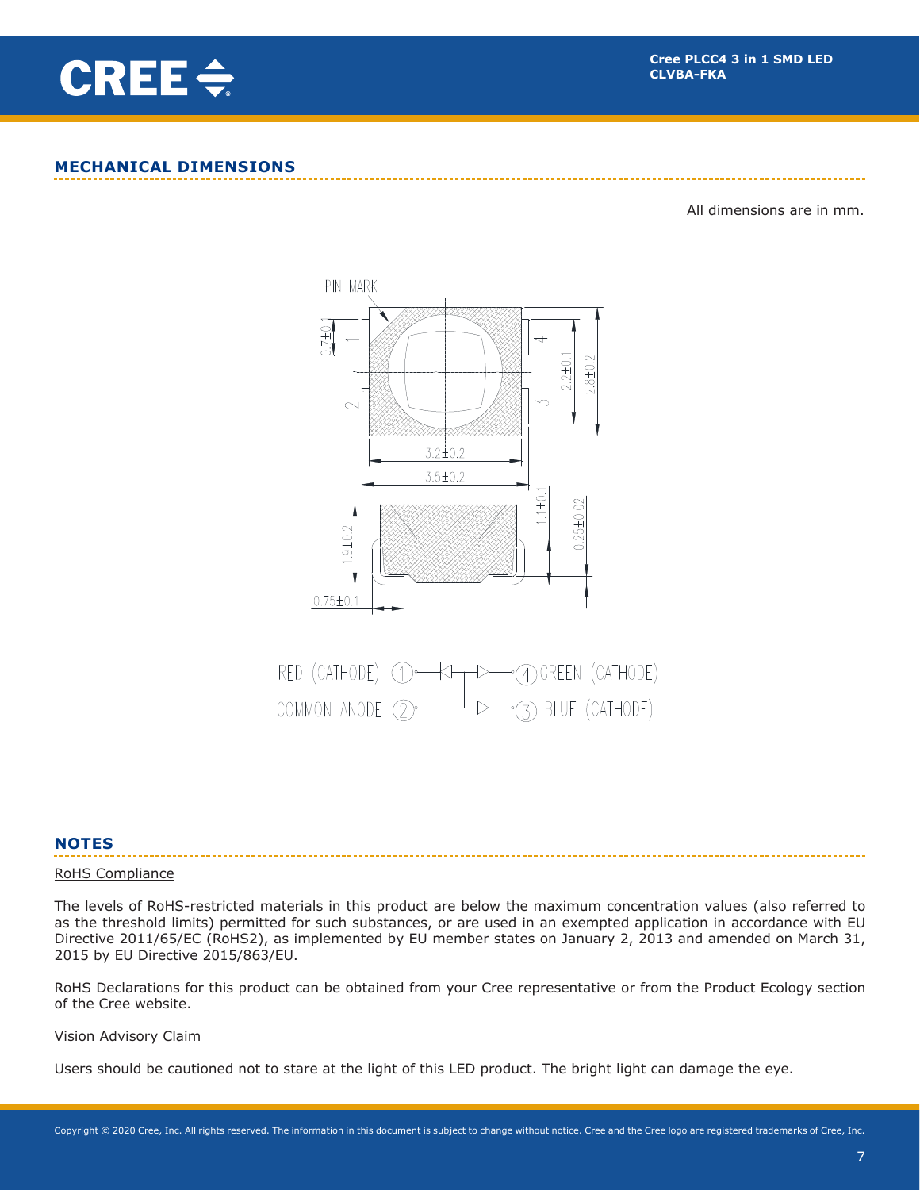## MECHANICAL DIMENSIONS

All dimensions are in mm.

PIN MARK

0.7±0.1

2.2±0.1

2.8±0.2

3.2±0.2

3.5±0.2

1.9±0.2

1.1±0.1

0.25±0.02

0.75±0.1

RED (CATHODE) ① — COMMON ANODE ② — ④ GREEN (CATHODE) — ③ BLUE (CATHODE)

## NOTES

RoHS Compliance

The levels of RoHS-restricted materials in this product are below the maximum concentration values (also referred to as the threshold limits) permitted for such substances, or are used in an exempted application in accordance with EU Directive 2011/65/EC (RoHS2), as implemented by EU member states on January 2, 2013 and amended on March 31, 2015 by EU Directive 2015/863/EU.

RoHS Declarations for this product can be obtained from your Cree representative or from the Product Ecology section of the Cree website.

Vision Advisory Claim

Users should be cautioned not to stare at the light of this LED product. The bright light can damage the eye.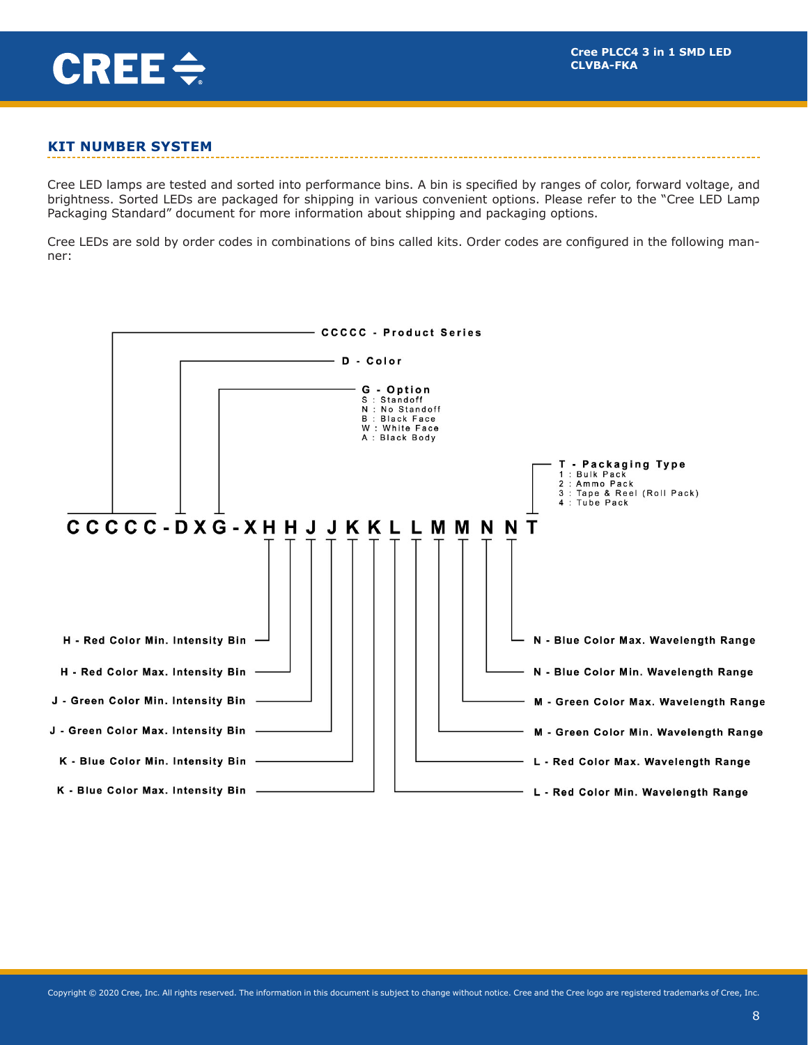## KIT NUMBER SYSTEM

Cree LED lamps are tested and sorted into performance bins. A bin is specified by ranges of color, forward voltage, and brightness. Sorted LEDs are packaged for shipping in various convenient options. Please refer to the "Cree LED Lamp Packaging Standard" document for more information about shipping and packaging options.

Cree LEDs are sold by order codes in combinations of bins called kits. Order codes are configured in the following manner:

**C C C C C - D X G - X H H J J K K L L M M N N T**

- **CCCCC - Product Series**
- **D - Color**
- **G - Option**
  - S : Standoff
  - N : No Standoff
  - B : Black Face
  - W : White Face
  - A : Black Body
- **T - Packaging Type**
  - 1 : Bulk Pack
  - 2 : Ammo Pack
  - 3 : Tape & Reel (Roll Pack)
  - 4 : Tube Pack
- **H - Red Color Min. Intensity Bin**
- **H - Red Color Max. Intensity Bin**
- **J - Green Color Min. Intensity Bin**
- **J - Green Color Max. Intensity Bin**
- **K - Blue Color Min. Intensity Bin**
- **K - Blue Color Max. Intensity Bin**
- **L - Red Color Min. Wavelength Range**
- **L - Red Color Max. Wavelength Range**
- **M - Green Color Min. Wavelength Range**
- **M - Green Color Max. Wavelength Range**
- **N - Blue Color Min. Wavelength Range**
- **N - Blue Color Max. Wavelength Range**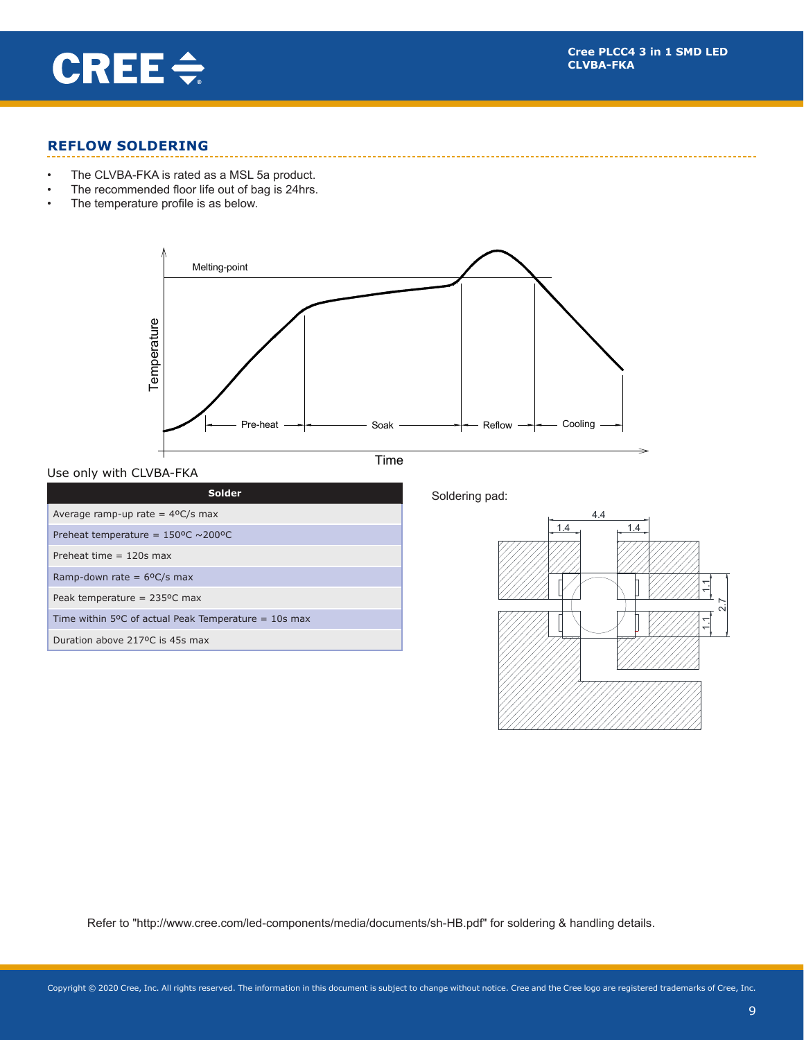## REFLOW SOLDERING

- The CLVBA-FKA is rated as a MSL 5a product.
- The recommended floor life out of bag is 24hrs.
- The temperature profile is as below.

Use only with CLVBA-FKA

| Solder |
|---|
| Average ramp-up rate = 4ºC/s max |
| Preheat temperature = 150ºC ~200ºC |
| Preheat time = 120s max |
| Ramp-down rate = 6ºC/s max |
| Peak temperature = 235ºC max |
| Time within 5ºC of actual Peak Temperature = 10s max |
| Duration above 217ºC is 45s max |

Soldering pad:

Refer to "http://www.cree.com/led-components/media/documents/sh-HB.pdf" for soldering & handling details.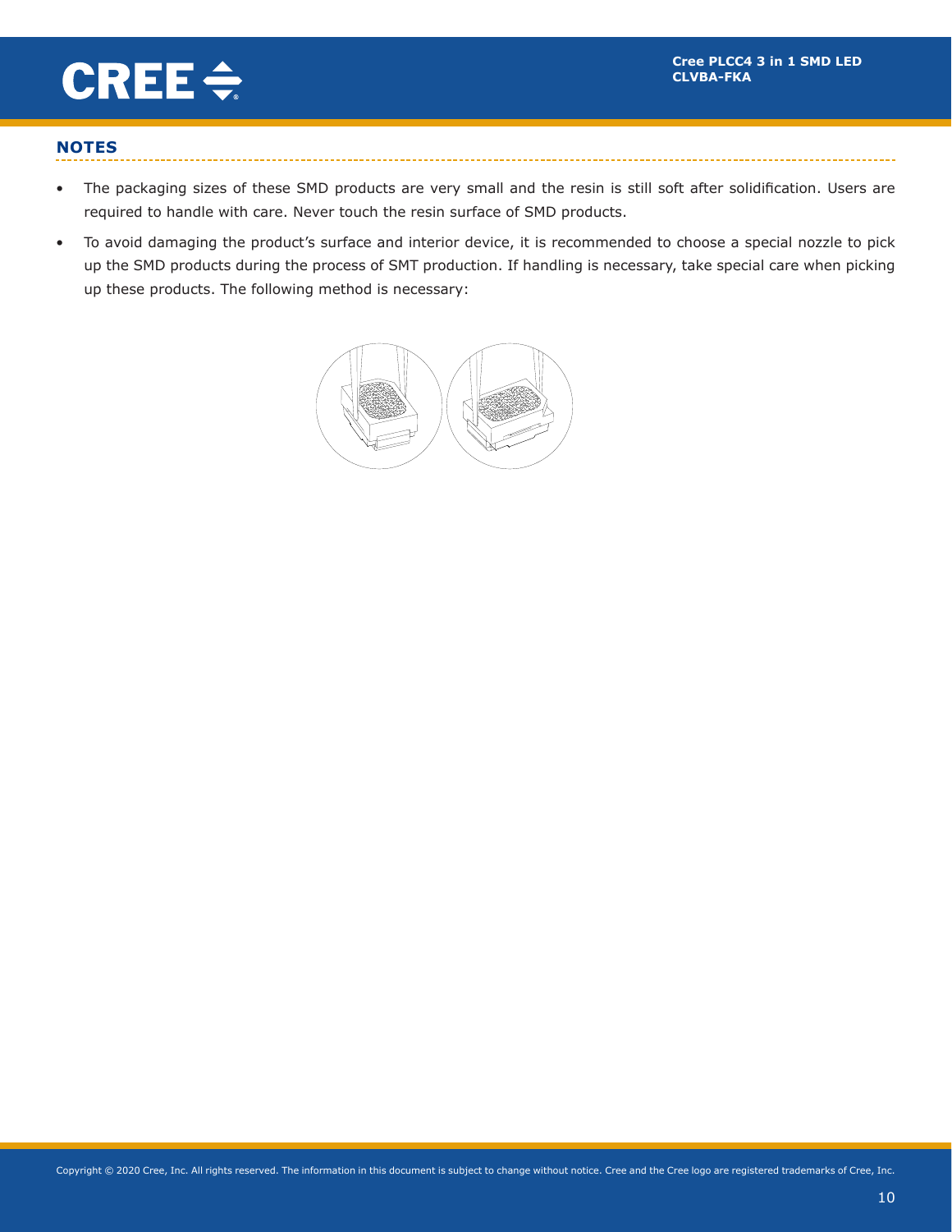## NOTES

- The packaging sizes of these SMD products are very small and the resin is still soft after solidification. Users are required to handle with care. Never touch the resin surface of SMD products.
- To avoid damaging the product's surface and interior device, it is recommended to choose a special nozzle to pick up the SMD products during the process of SMT production. If handling is necessary, take special care when picking up these products. The following method is necessary: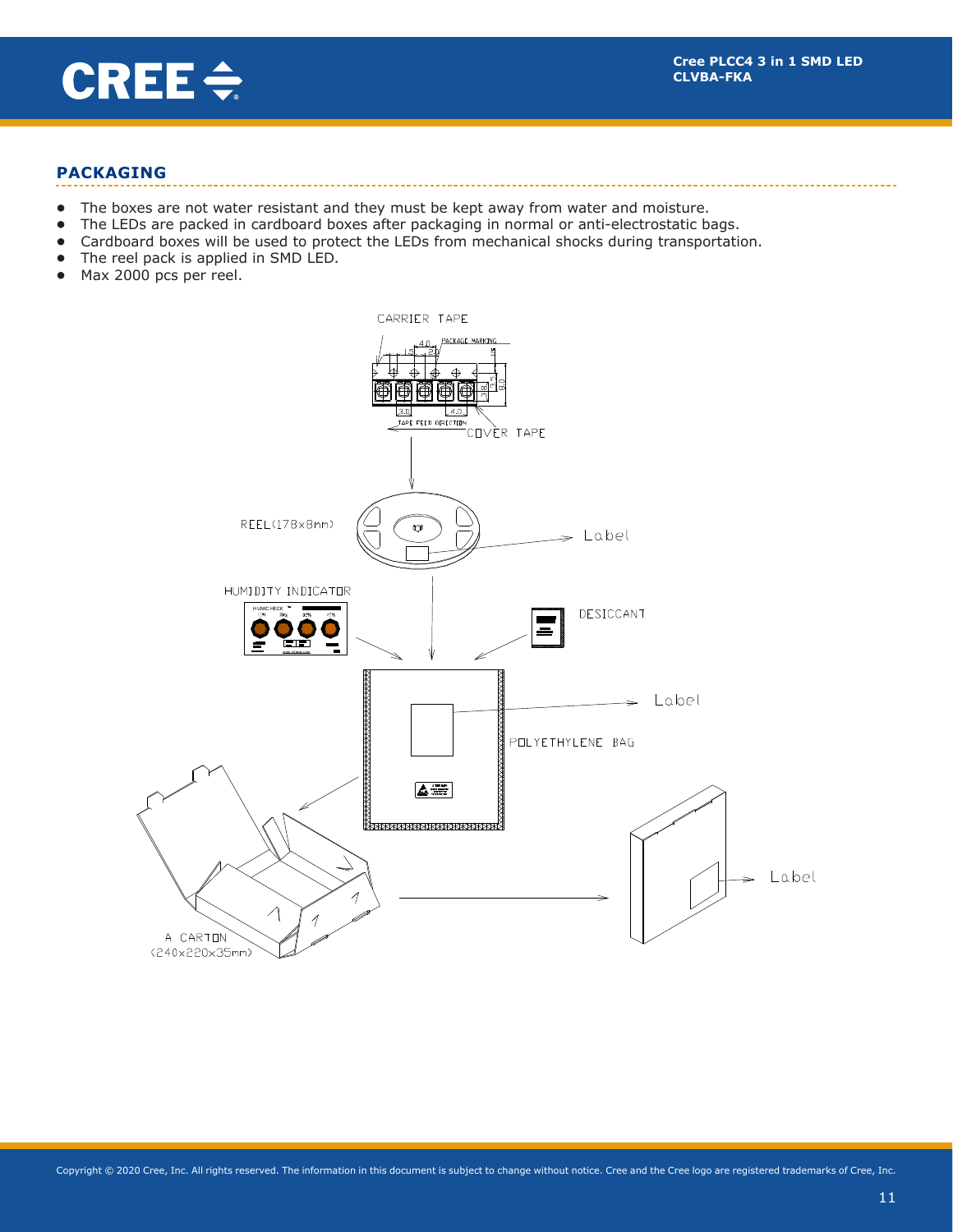## PACKAGING

- The boxes are not water resistant and they must be kept away from water and moisture.
- The LEDs are packed in cardboard boxes after packaging in normal or anti-electrostatic bags.
- Cardboard boxes will be used to protect the LEDs from mechanical shocks during transportation.
- The reel pack is applied in SMD LED.
- Max 2000 pcs per reel.

CARRIER TAPE

PACKAGE MARKING

4.0

1.5

2.0

8.0

TAPE FEED DIRECTION

COVER TAPE

REEL(178x8mm)

Label

HUMIDITY INDICATOR

DESICCANT

Label

POLYETHYLENE BAG

A CARTON
(240x220x35mm)

Label